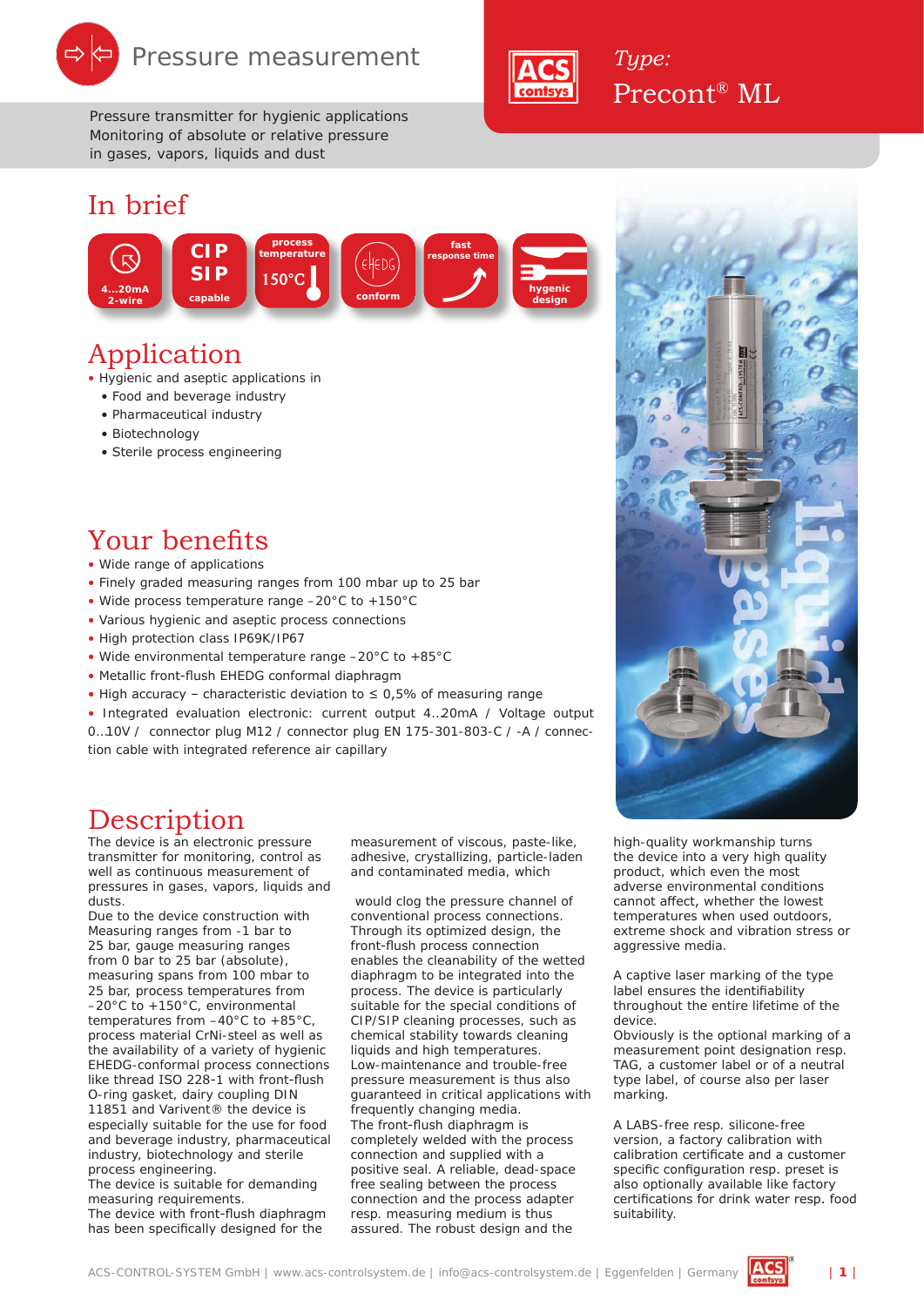# Pressure measurement

Pressure transmitter for hygienic applications
Monitoring of absolute or relative pressure
in gases, vapors, liquids and dust

*Type:*
Precont® ML

## In brief

4...20mA 2-wire | CIP SIP capable | process temperature 150°C | conform | fast response time | hygenic design

## Application

- Hygienic and aseptic applications in
  - Food and beverage industry
  - Pharmaceutical industry
  - Biotechnology
  - Sterile process engineering

## Your benefits

- Wide range of applications
- Finely graded measuring ranges from 100 mbar up to 25 bar
- Wide process temperature range –20°C to +150°C
- Various hygienic and aseptic process connections
- High protection class IP69K/IP67
- Wide environmental temperature range –20°C to +85°C
- Metallic front-flush EHEDG conformal diaphragm
- High accuracy – characteristic deviation to ≤ 0,5% of measuring range
- Integrated evaluation electronic: current output 4..20mA / Voltage output 0..10V / connector plug M12 / connector plug EN 175-301-803-C / -A / connection cable with integrated reference air capillary

## Description

The device is an electronic pressure transmitter for monitoring, control as well as continuous measurement of pressures in gases, vapors, liquids and dusts.
Due to the device construction with Measuring ranges from -1 bar to 25 bar, gauge measuring ranges from 0 bar to 25 bar (absolute), measuring spans from 100 mbar to 25 bar, process temperatures from –20°C to +150°C, environmental temperatures from –40°C to +85°C, process material CrNi-steel as well as the availability of a variety of hygienic EHEDG-conformal process connections like thread ISO 228-1 with front-flush O-ring gasket, dairy coupling DIN 11851 and Varivent® the device is especially suitable for the use for food and beverage industry, pharmaceutical industry, biotechnology and sterile process engineering.
The device is suitable for demanding measuring requirements.
The device with front-flush diaphragm has been specifically designed for the measurement of viscous, paste-like, adhesive, crystallizing, particle-laden and contaminated media, which

would clog the pressure channel of conventional process connections.
Through its optimized design, the front-flush process connection enables the cleanability of the wetted diaphragm to be integrated into the process. The device is particularly suitable for the special conditions of CIP/SIP cleaning processes, such as chemical stability towards cleaning liquids and high temperatures.
Low-maintenance and trouble-free pressure measurement is thus also guaranteed in critical applications with frequently changing media.
The front-flush diaphragm is completely welded with the process connection and supplied with a positive seal. A reliable, dead-space free sealing between the process connection and the process adapter resp. measuring medium is thus assured. The robust design and the high-quality workmanship turns the device into a very high quality product, which even the most adverse environmental conditions cannot affect, whether the lowest temperatures when used outdoors, extreme shock and vibration stress or aggressive media.

A captive laser marking of the type label ensures the identifiability throughout the entire lifetime of the device.
Obviously is the optional marking of a measurement point designation resp. TAG, a customer label or of a neutral type label, of course also per laser marking.

A LABS-free resp. silicone-free version, a factory calibration with calibration certificate and a customer specific configuration resp. preset is also optionally available like factory certifications for drink water resp. food suitability.

ACS-CONTROL-SYSTEM GmbH | www.acs-controlsystem.de | info@acs-controlsystem.de | Eggenfelden | Germany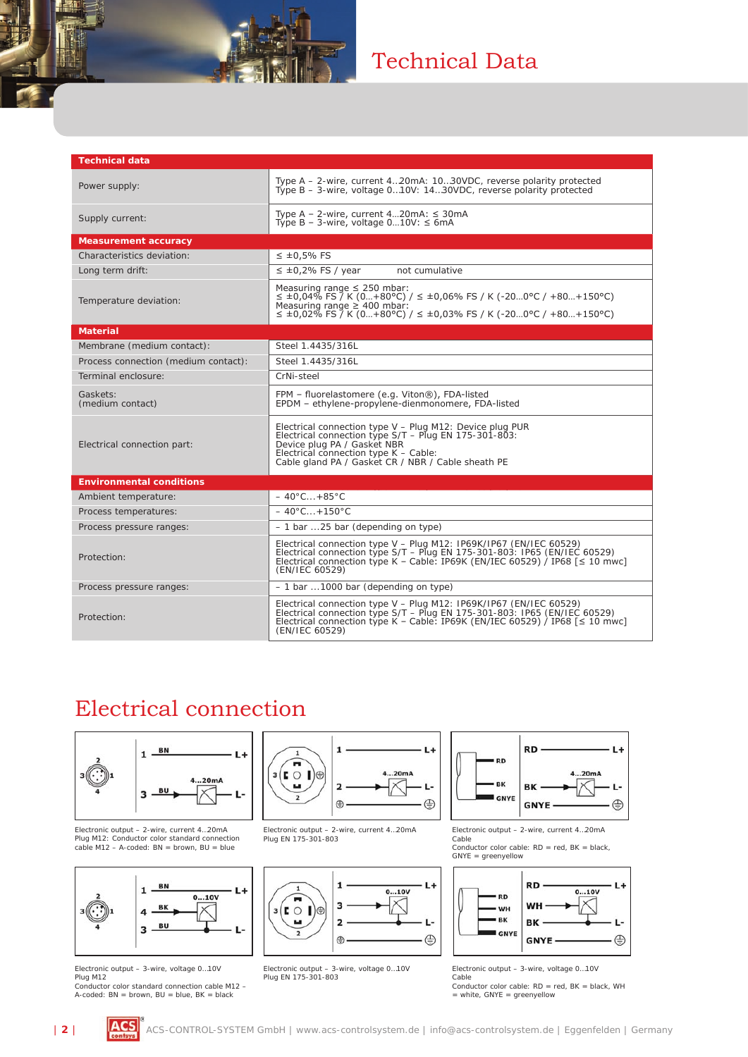# Technical Data

| Technical data | |
|---|---|
| Power supply: | Type A – 2-wire, current 4..20mA: 10..30VDC, reverse polarity protected<br>Type B – 3-wire, voltage 0..10V: 14..30VDC, reverse polarity protected |
| Supply current: | Type A – 2-wire, current 4...20mA: ≤ 30mA<br>Type B – 3-wire, voltage 0...10V: ≤ 6mA |
| **Measurement accuracy** | |
| Characteristics deviation: | ≤ ±0,5% FS |
| Long term drift: | ≤ ±0,2% FS / year not cumulative |
| Temperature deviation: | Measuring range ≤ 250 mbar:<br>≤ ±0,04% FS / K (0...+80°C) / ≤ ±0,06% FS / K (-20...0°C / +80...+150°C)<br>Measuring range ≥ 400 mbar:<br>≤ ±0,02% FS / K (0...+80°C) / ≤ ±0,03% FS / K (-20...0°C / +80...+150°C) |
| **Material** | |
| Membrane (medium contact): | Steel 1.4435/316L |
| Process connection (medium contact): | Steel 1.4435/316L |
| Terminal enclosure: | CrNi-steel |
| Gaskets:<br>(medium contact) | FPM – fluorelastomere (e.g. Viton®), FDA-listed<br>EPDM – ethylene-propylene-dienmonomere, FDA-listed |
| Electrical connection part: | Electrical connection type V – Plug M12: Device plug PUR<br>Electrical connection type S/T – Plug EN 175-301-803:<br>Device plug PA / Gasket NBR<br>Electrical connection type K – Cable:<br>Cable gland PA / Gasket CR / NBR / Cable sheath PE |
| **Environmental conditions** | |
| Ambient temperature: | – 40°C...+85°C |
| Process temperatures: | – 40°C...+150°C |
| Process pressure ranges: | – 1 bar ...25 bar (depending on type) |
| Protection: | Electrical connection type V – Plug M12: IP69K/IP67 (EN/IEC 60529)<br>Electrical connection type S/T – Plug EN 175-301-803: IP65 (EN/IEC 60529)<br>Electrical connection type K – Cable: IP69K (EN/IEC 60529) / IP68 [≤ 10 mwc] (EN/IEC 60529) |
| Process pressure ranges: | – 1 bar ...1000 bar (depending on type) |
| Protection: | Electrical connection type V – Plug M12: IP69K/IP67 (EN/IEC 60529)<br>Electrical connection type S/T – Plug EN 175-301-803: IP65 (EN/IEC 60529)<br>Electrical connection type K – Cable: IP69K (EN/IEC 60529) / IP68 [≤ 10 mwc] (EN/IEC 60529) |

# Electrical connection

Electronic output – 2-wire, current 4..20mA
Plug M12: Conductor color standard connection cable M12 – A-coded: BN = brown, BU = blue

Electronic output – 2-wire, current 4..20mA
Plug EN 175-301-803

Electronic output – 2-wire, current 4..20mA
Cable
Conductor color cable: RD = red, BK = black, GNYE = greenyellow

Electronic output – 3-wire, voltage 0..10V
Plug M12
Conductor color standard connection cable M12 – A-coded: BN = brown, BU = blue, BK = black

Electronic output – 3-wire, voltage 0..10V
Plug EN 175-301-803

Electronic output – 3-wire, voltage 0..10V
Cable
Conductor color cable: RD = red, BK = black, WH = white, GNYE = greenyellow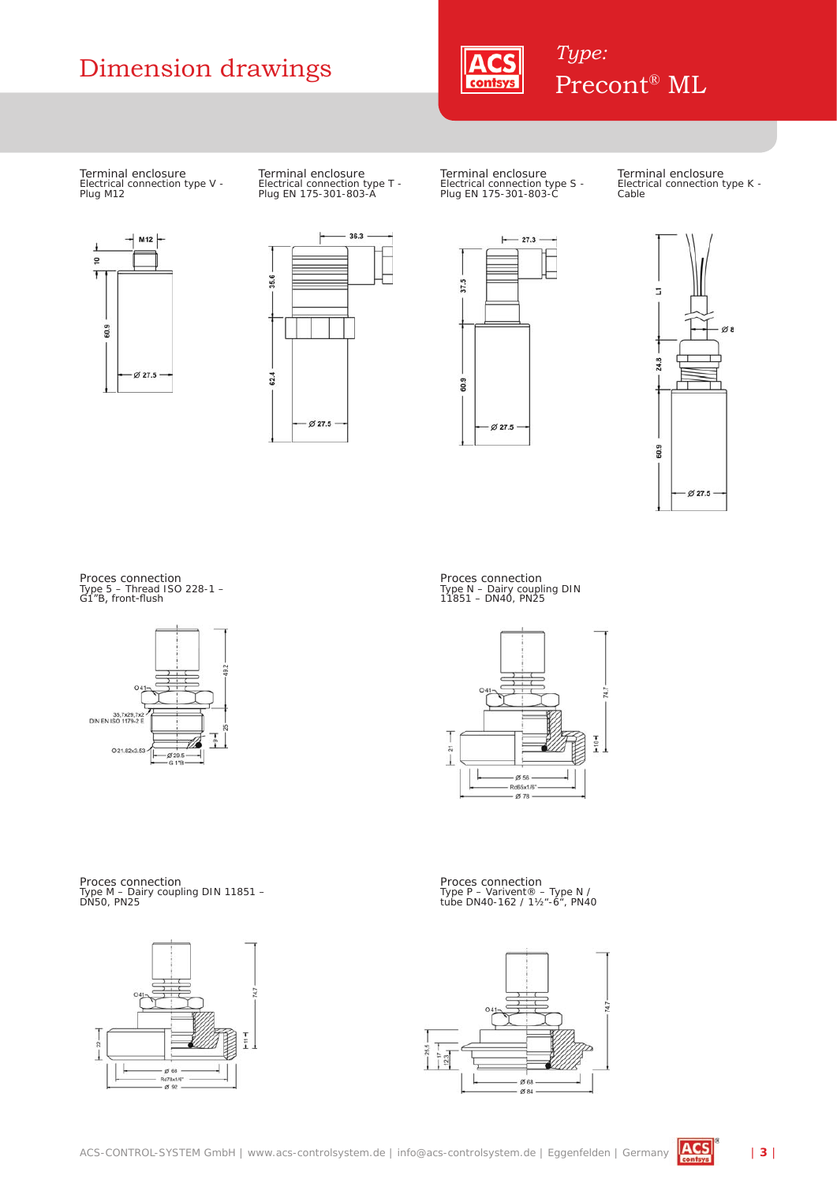# Dimension drawings

Type:
Precont® ML

Terminal enclosure
Electrical connection type V -
Plug M12

M12
10
60.9
Ø 27.5

Terminal enclosure
Electrical connection type T -
Plug EN 175-301-803-A

36.3
35.6
62.4
Ø 27.5

Terminal enclosure
Electrical connection type S -
Plug EN 175-301-803-C

27.3
37.5
60.9
Ø 27.5

Terminal enclosure
Electrical connection type K -
Cable

L1
Ø 8
24.8
60.9
Ø 27.5

Proces connection
Type 5 – Thread ISO 228-1 –
G1"B, front-flush

O 41
35.7X29.7X2
DIN EN ISO 1179-2 E
O 21.82x3.53
Ø 29.5
G 1"B
49.2
25
9

Proces connection
Type N – Dairy coupling DIN
11851 – DN40, PN25

O 41
21
Ø 56
Rd65x1/6"
Ø 78
74.7
10

Proces connection
Type M – Dairy coupling DIN 11851 –
DN50, PN25

O 41
22
Ø 68
Rd78x1/6"
Ø 92
74.7
11

Proces connection
Type P – Varivent® – Type N /
tube DN40-162 / 1½"-6", PN40

O 41
25.4
17
12.3
Ø 68
Ø 84
74.7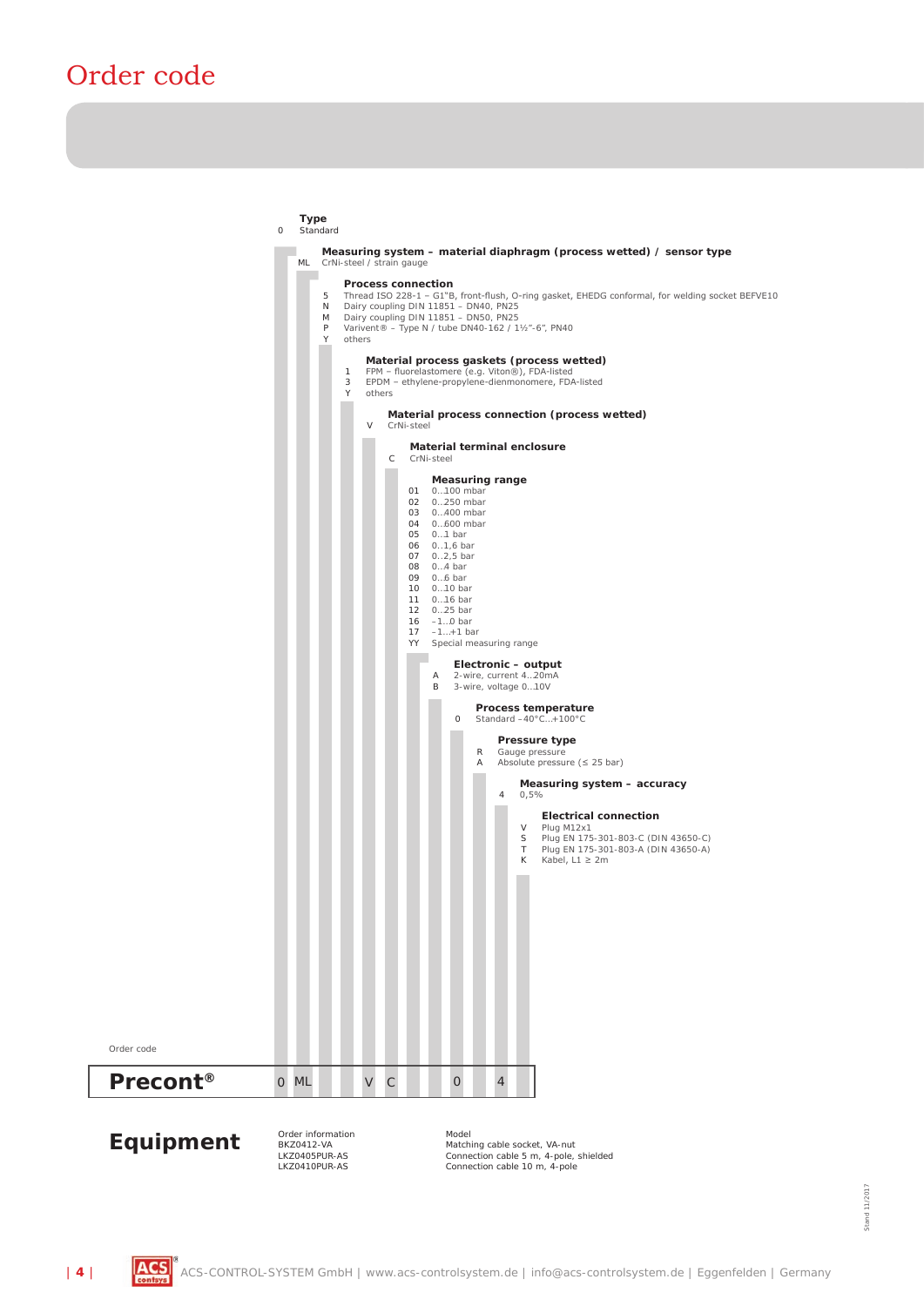# Order code

**Type**
0 Standard

**Measuring system – material diaphragm (process wetted) / sensor type**
ML CrNi-steel / strain gauge

**Process connection**
5 Thread ISO 228-1 – G1"B, front-flush, O-ring gasket, EHEDG conformal, for welding socket BEFVE10
N Dairy coupling DIN 11851 – DN40, PN25
M Dairy coupling DIN 11851 – DN50, PN25
P Varivent® – Type N / tube DN40-162 / 1½"-6", PN40
Y others

**Material process gaskets (process wetted)**
1 FPM – fluorelastomere (e.g. Viton®), FDA-listed
3 EPDM – ethylene-propylene-dienmonomere, FDA-listed
Y others

**Material process connection (process wetted)**
V CrNi-steel

**Material terminal enclosure**
C CrNi-steel

**Measuring range**
01 0..100 mbar
02 0..250 mbar
03 0..400 mbar
04 0..600 mbar
05 0..1 bar
06 0..1,6 bar
07 0..2,5 bar
08 0..4 bar
09 0..6 bar
10 0..10 bar
11 0..16 bar
12 0..25 bar
16 –1..0 bar
17 –1..+1 bar
YY Special measuring range

**Electronic – output**
A 2-wire, current 4..20mA
B 3-wire, voltage 0..10V

**Process temperature**
0 Standard –40°C..+100°C

**Pressure type**
R Gauge pressure
A Absolute pressure (≤ 25 bar)

**Measuring system – accuracy**
4 0,5%

**Electrical connection**
V Plug M12x1
S Plug EN 175-301-803-C (DIN 43650-C)
T Plug EN 175-301-803-A (DIN 43650-A)
K Kabel, L1 ≥ 2m

Order code

| | | | | | | | | | | | | | | |
|---|---|---|---|---|---|---|---|---|---|---|---|---|---|---|
| **Precont®** | 0 | ML | | | V | C | | | 0 | | 4 | | | |

## Equipment

| Order information | Model |
|---|---|
| BKZ0412-VA | Matching cable socket, VA-nut |
| LKZ0405PUR-AS | Connection cable 5 m, 4-pole, shielded |
| LKZ0410PUR-AS | Connection cable 10 m, 4-pole |

Stand 11/2017

ACS-CONTROL-SYSTEM GmbH | www.acs-controlsystem.de | info@acs-controlsystem.de | Eggenfelden | Germany